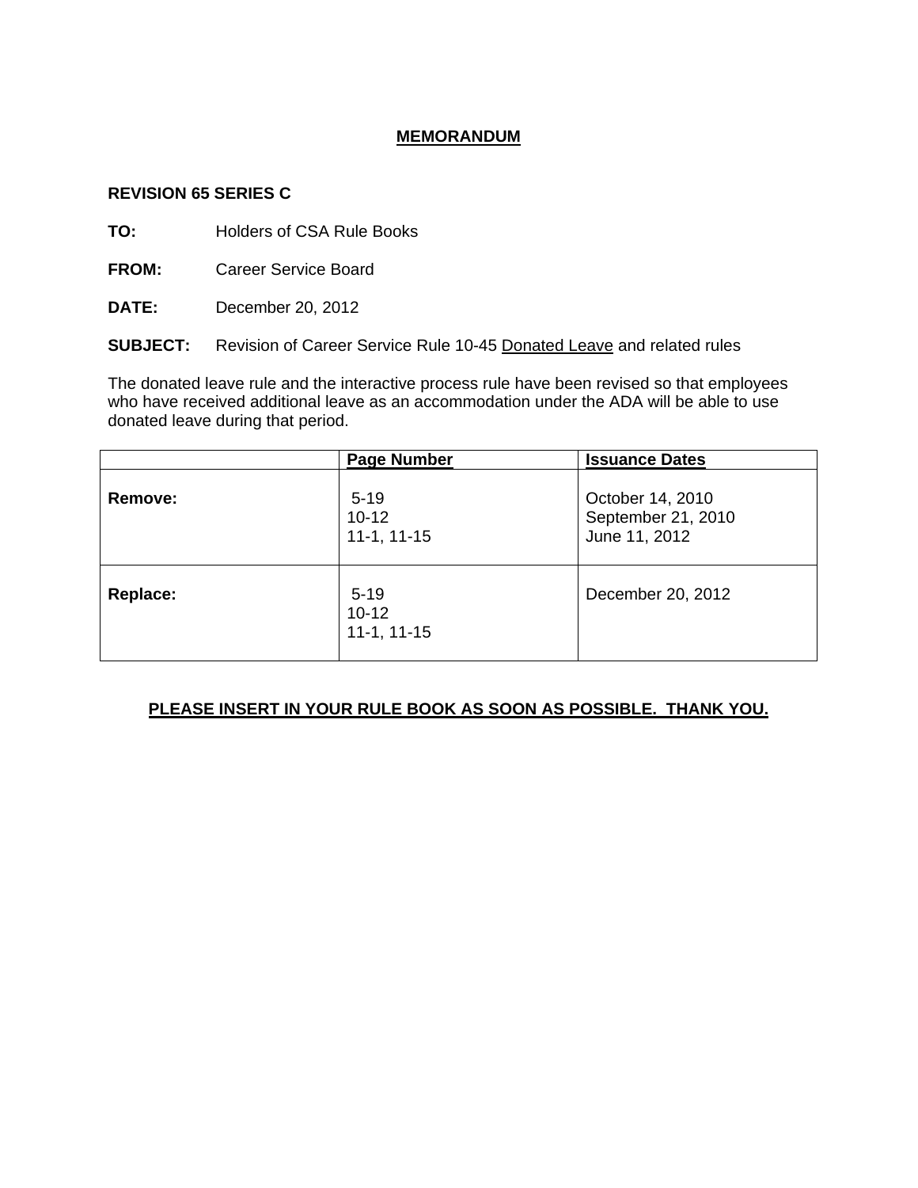# MEMORANDUM

**REVISION 65 SERIES C**

**TO:** Holders of CSA Rule Books

**FROM:** Career Service Board

**DATE:** December 20, 2012

**SUBJECT:** Revision of Career Service Rule 10-45 Donated Leave and related rules

The donated leave rule and the interactive process rule have been revised so that employees who have received additional leave as an accommodation under the ADA will be able to use donated leave during that period.

| | Page Number | Issuance Dates |
|---|---|---|
| **Remove:** | 5-19<br>10-12<br>11-1, 11-15 | October 14, 2010<br>September 21, 2010<br>June 11, 2012 |
| **Replace:** | 5-19<br>10-12<br>11-1, 11-15 | December 20, 2012 |

**PLEASE INSERT IN YOUR RULE BOOK AS SOON AS POSSIBLE. THANK YOU.**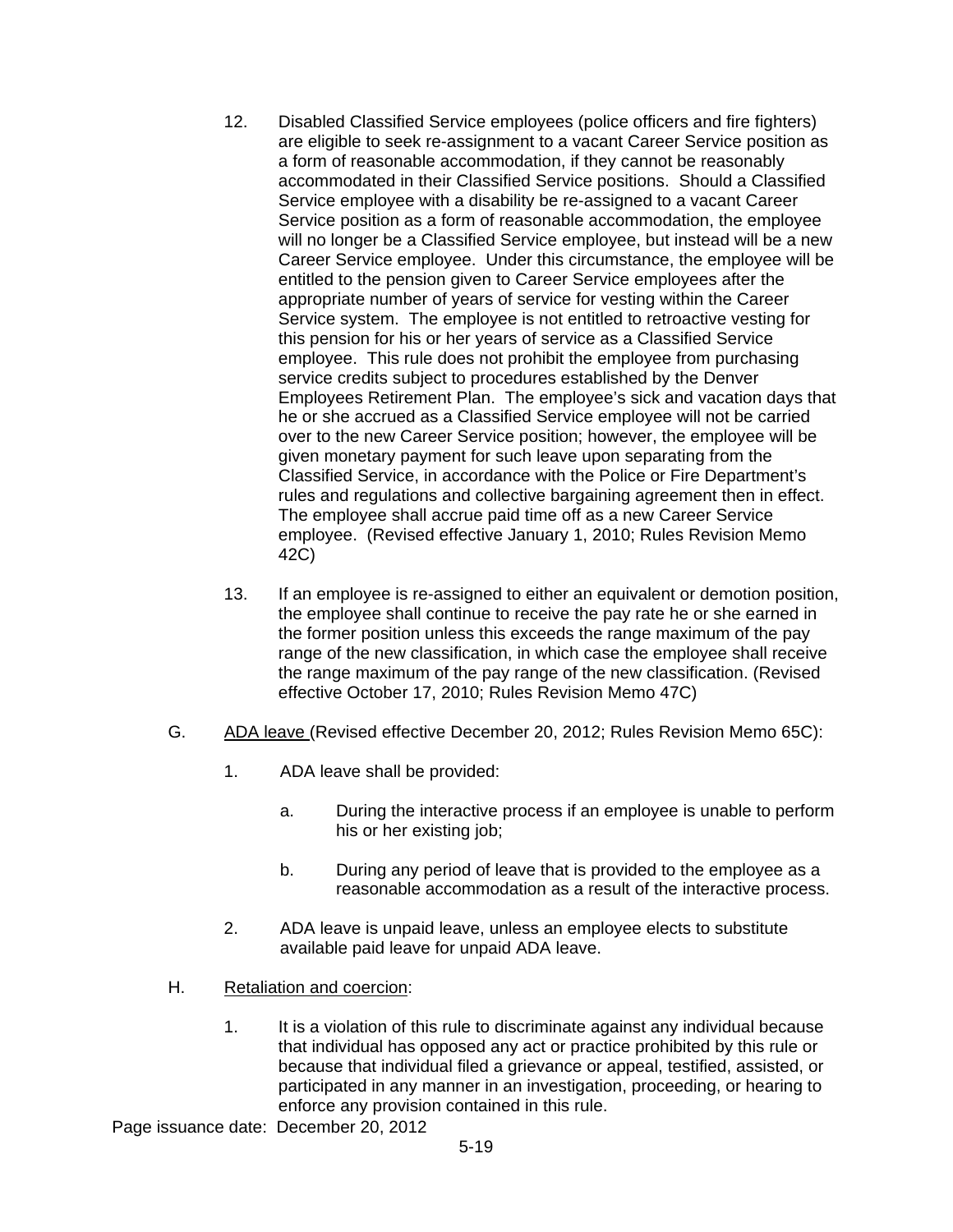12. Disabled Classified Service employees (police officers and fire fighters) are eligible to seek re-assignment to a vacant Career Service position as a form of reasonable accommodation, if they cannot be reasonably accommodated in their Classified Service positions. Should a Classified Service employee with a disability be re-assigned to a vacant Career Service position as a form of reasonable accommodation, the employee will no longer be a Classified Service employee, but instead will be a new Career Service employee. Under this circumstance, the employee will be entitled to the pension given to Career Service employees after the appropriate number of years of service for vesting within the Career Service system. The employee is not entitled to retroactive vesting for this pension for his or her years of service as a Classified Service employee. This rule does not prohibit the employee from purchasing service credits subject to procedures established by the Denver Employees Retirement Plan. The employee's sick and vacation days that he or she accrued as a Classified Service employee will not be carried over to the new Career Service position; however, the employee will be given monetary payment for such leave upon separating from the Classified Service, in accordance with the Police or Fire Department's rules and regulations and collective bargaining agreement then in effect. The employee shall accrue paid time off as a new Career Service employee. (Revised effective January 1, 2010; Rules Revision Memo 42C)

13. If an employee is re-assigned to either an equivalent or demotion position, the employee shall continue to receive the pay rate he or she earned in the former position unless this exceeds the range maximum of the pay range of the new classification, in which case the employee shall receive the range maximum of the pay range of the new classification. (Revised effective October 17, 2010; Rules Revision Memo 47C)

G. ADA leave (Revised effective December 20, 2012; Rules Revision Memo 65C):

1. ADA leave shall be provided:

   a. During the interactive process if an employee is unable to perform his or her existing job;

   b. During any period of leave that is provided to the employee as a reasonable accommodation as a result of the interactive process.

2. ADA leave is unpaid leave, unless an employee elects to substitute available paid leave for unpaid ADA leave.

H. Retaliation and coercion:

1. It is a violation of this rule to discriminate against any individual because that individual has opposed any act or practice prohibited by this rule or because that individual filed a grievance or appeal, testified, assisted, or participated in any manner in an investigation, proceeding, or hearing to enforce any provision contained in this rule.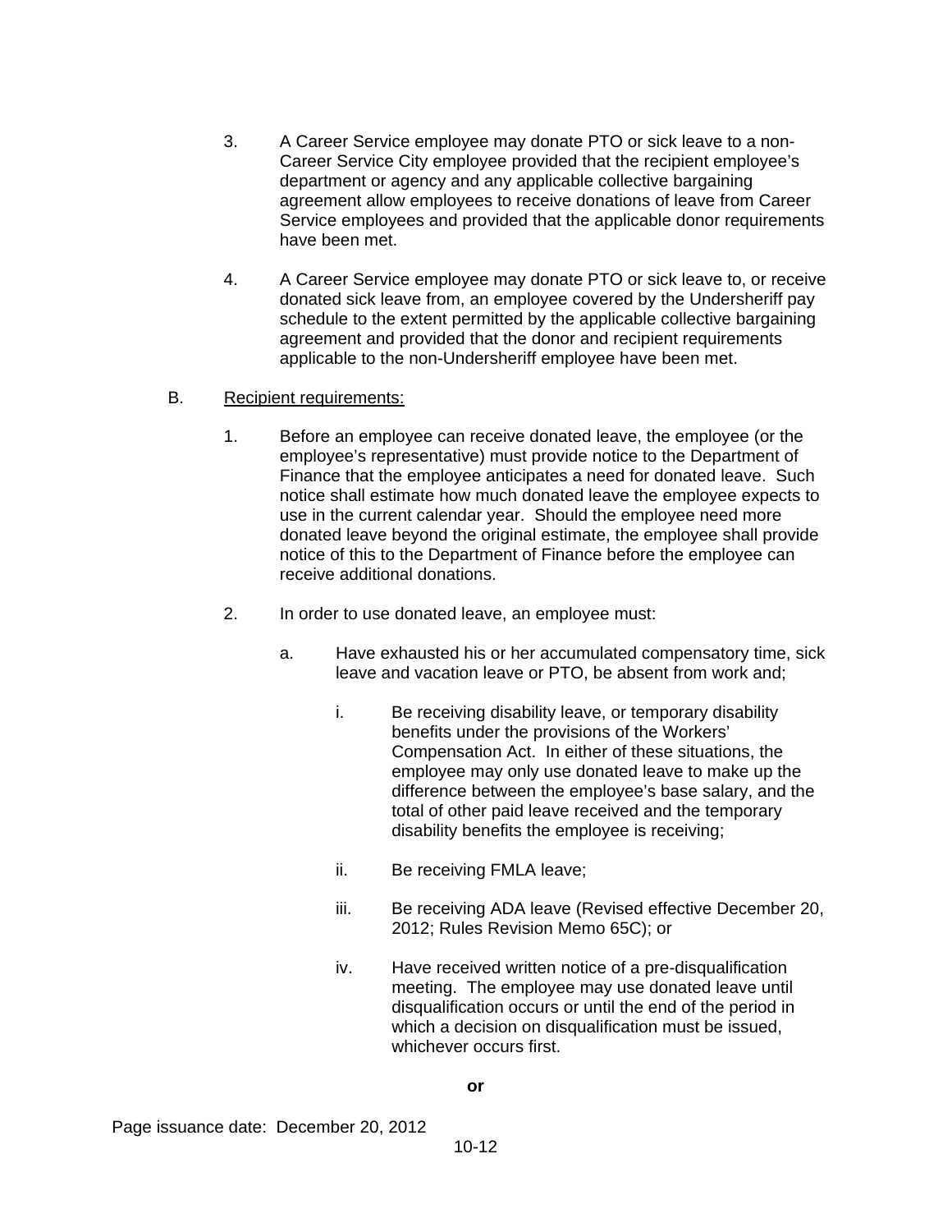3. A Career Service employee may donate PTO or sick leave to a non-Career Service City employee provided that the recipient employee's department or agency and any applicable collective bargaining agreement allow employees to receive donations of leave from Career Service employees and provided that the applicable donor requirements have been met.

4. A Career Service employee may donate PTO or sick leave to, or receive donated sick leave from, an employee covered by the Undersheriff pay schedule to the extent permitted by the applicable collective bargaining agreement and provided that the donor and recipient requirements applicable to the non-Undersheriff employee have been met.

B. <u>Recipient requirements:</u>

1. Before an employee can receive donated leave, the employee (or the employee's representative) must provide notice to the Department of Finance that the employee anticipates a need for donated leave. Such notice shall estimate how much donated leave the employee expects to use in the current calendar year. Should the employee need more donated leave beyond the original estimate, the employee shall provide notice of this to the Department of Finance before the employee can receive additional donations.

2. In order to use donated leave, an employee must:

   a. Have exhausted his or her accumulated compensatory time, sick leave and vacation leave or PTO, be absent from work and;

      i. Be receiving disability leave, or temporary disability benefits under the provisions of the Workers' Compensation Act. In either of these situations, the employee may only use donated leave to make up the difference between the employee's base salary, and the total of other paid leave received and the temporary disability benefits the employee is receiving;

      ii. Be receiving FMLA leave;

      iii. Be receiving ADA leave (Revised effective December 20, 2012; Rules Revision Memo 65C); or

      iv. Have received written notice of a pre-disqualification meeting. The employee may use donated leave until disqualification occurs or until the end of the period in which a decision on disqualification must be issued, whichever occurs first.

**or**

Page issuance date: December 20, 2012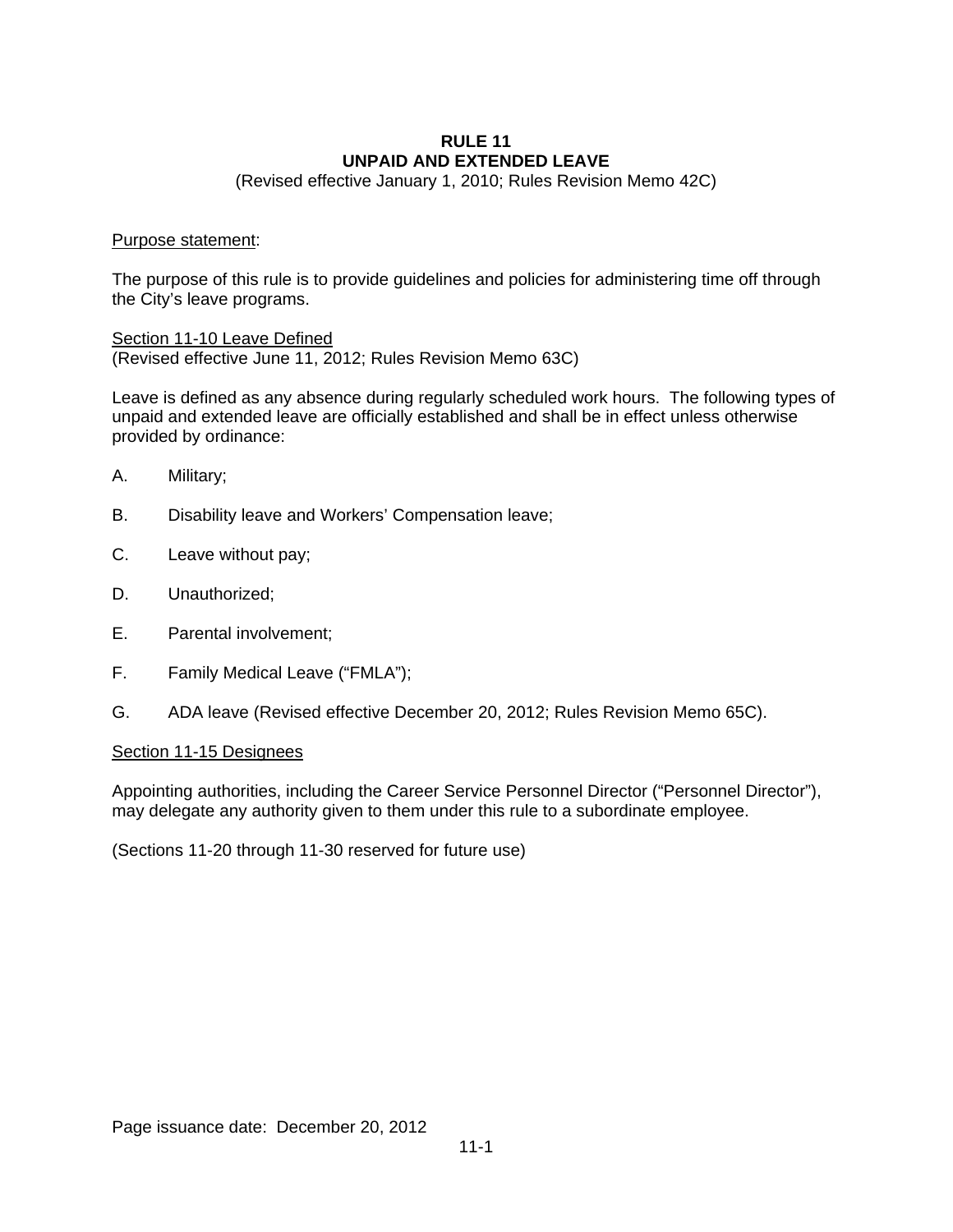# RULE 11
## UNPAID AND EXTENDED LEAVE

(Revised effective January 1, 2010; Rules Revision Memo 42C)

Purpose statement:

The purpose of this rule is to provide guidelines and policies for administering time off through the City's leave programs.

Section 11-10 Leave Defined
(Revised effective June 11, 2012; Rules Revision Memo 63C)

Leave is defined as any absence during regularly scheduled work hours. The following types of unpaid and extended leave are officially established and shall be in effect unless otherwise provided by ordinance:

A. Military;

B. Disability leave and Workers' Compensation leave;

C. Leave without pay;

D. Unauthorized;

E. Parental involvement;

F. Family Medical Leave ("FMLA");

G. ADA leave (Revised effective December 20, 2012; Rules Revision Memo 65C).

Section 11-15 Designees

Appointing authorities, including the Career Service Personnel Director ("Personnel Director"), may delegate any authority given to them under this rule to a subordinate employee.

(Sections 11-20 through 11-30 reserved for future use)

Page issuance date: December 20, 2012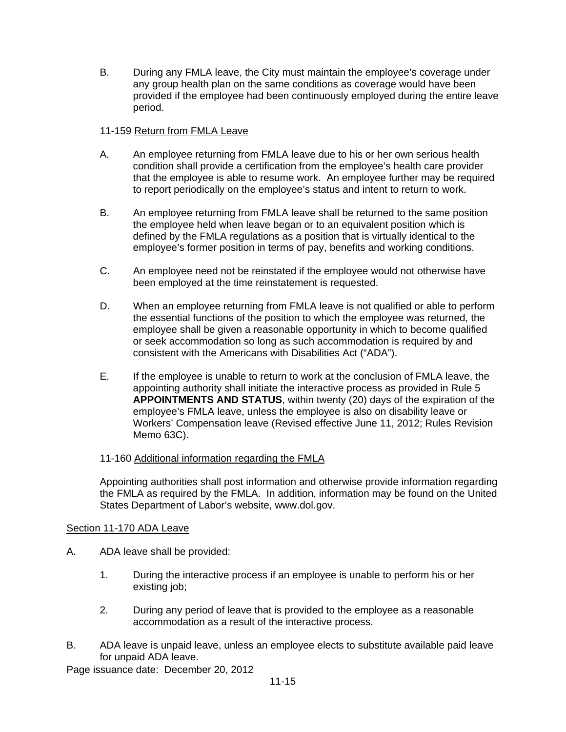B. During any FMLA leave, the City must maintain the employee's coverage under any group health plan on the same conditions as coverage would have been provided if the employee had been continuously employed during the entire leave period.

11-159 Return from FMLA Leave

A. An employee returning from FMLA leave due to his or her own serious health condition shall provide a certification from the employee's health care provider that the employee is able to resume work. An employee further may be required to report periodically on the employee's status and intent to return to work.

B. An employee returning from FMLA leave shall be returned to the same position the employee held when leave began or to an equivalent position which is defined by the FMLA regulations as a position that is virtually identical to the employee's former position in terms of pay, benefits and working conditions.

C. An employee need not be reinstated if the employee would not otherwise have been employed at the time reinstatement is requested.

D. When an employee returning from FMLA leave is not qualified or able to perform the essential functions of the position to which the employee was returned, the employee shall be given a reasonable opportunity in which to become qualified or seek accommodation so long as such accommodation is required by and consistent with the Americans with Disabilities Act ("ADA").

E. If the employee is unable to return to work at the conclusion of FMLA leave, the appointing authority shall initiate the interactive process as provided in Rule 5 **APPOINTMENTS AND STATUS**, within twenty (20) days of the expiration of the employee's FMLA leave, unless the employee is also on disability leave or Workers' Compensation leave (Revised effective June 11, 2012; Rules Revision Memo 63C).

11-160 Additional information regarding the FMLA

Appointing authorities shall post information and otherwise provide information regarding the FMLA as required by the FMLA. In addition, information may be found on the United States Department of Labor's website, www.dol.gov.

## Section 11-170 ADA Leave

A. ADA leave shall be provided:

1. During the interactive process if an employee is unable to perform his or her existing job;

2. During any period of leave that is provided to the employee as a reasonable accommodation as a result of the interactive process.

B. ADA leave is unpaid leave, unless an employee elects to substitute available paid leave for unpaid ADA leave.

Page issuance date: December 20, 2012